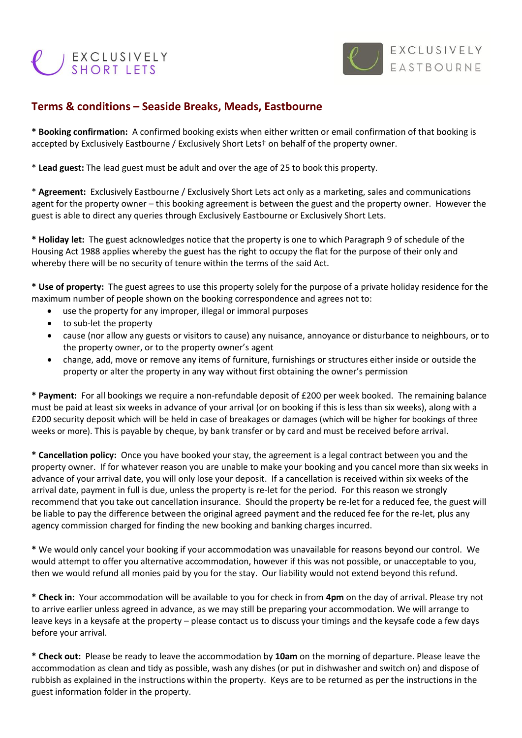EXCLUSIVELY SHORT LETS

EXCLUSIVELY EASTBOURNE

## Terms & conditions – Seaside Breaks, Meads, Eastbourne

* **Booking confirmation:** A confirmed booking exists when either written or email confirmation of that booking is accepted by Exclusively Eastbourne / Exclusively Short Lets† on behalf of the property owner.

* **Lead guest:** The lead guest must be adult and over the age of 25 to book this property.

* **Agreement:** Exclusively Eastbourne / Exclusively Short Lets act only as a marketing, sales and communications agent for the property owner – this booking agreement is between the guest and the property owner. However the guest is able to direct any queries through Exclusively Eastbourne or Exclusively Short Lets.

* **Holiday let:** The guest acknowledges notice that the property is one to which Paragraph 9 of schedule of the Housing Act 1988 applies whereby the guest has the right to occupy the flat for the purpose of their only and whereby there will be no security of tenure within the terms of the said Act.

* **Use of property:** The guest agrees to use this property solely for the purpose of a private holiday residence for the maximum number of people shown on the booking correspondence and agrees not to:

- use the property for any improper, illegal or immoral purposes
- to sub-let the property
- cause (nor allow any guests or visitors to cause) any nuisance, annoyance or disturbance to neighbours, or to the property owner, or to the property owner's agent
- change, add, move or remove any items of furniture, furnishings or structures either inside or outside the property or alter the property in any way without first obtaining the owner's permission

* **Payment:** For all bookings we require a non-refundable deposit of £200 per week booked. The remaining balance must be paid at least six weeks in advance of your arrival (or on booking if this is less than six weeks), along with a £200 security deposit which will be held in case of breakages or damages (which will be higher for bookings of three weeks or more). This is payable by cheque, by bank transfer or by card and must be received before arrival.

* **Cancellation policy:** Once you have booked your stay, the agreement is a legal contract between you and the property owner. If for whatever reason you are unable to make your booking and you cancel more than six weeks in advance of your arrival date, you will only lose your deposit. If a cancellation is received within six weeks of the arrival date, payment in full is due, unless the property is re-let for the period. For this reason we strongly recommend that you take out cancellation insurance. Should the property be re-let for a reduced fee, the guest will be liable to pay the difference between the original agreed payment and the reduced fee for the re-let, plus any agency commission charged for finding the new booking and banking charges incurred.

* We would only cancel your booking if your accommodation was unavailable for reasons beyond our control. We would attempt to offer you alternative accommodation, however if this was not possible, or unacceptable to you, then we would refund all monies paid by you for the stay. Our liability would not extend beyond this refund.

* **Check in:** Your accommodation will be available to you for check in from **4pm** on the day of arrival. Please try not to arrive earlier unless agreed in advance, as we may still be preparing your accommodation. We will arrange to leave keys in a keysafe at the property – please contact us to discuss your timings and the keysafe code a few days before your arrival.

* **Check out:** Please be ready to leave the accommodation by **10am** on the morning of departure. Please leave the accommodation as clean and tidy as possible, wash any dishes (or put in dishwasher and switch on) and dispose of rubbish as explained in the instructions within the property. Keys are to be returned as per the instructions in the guest information folder in the property.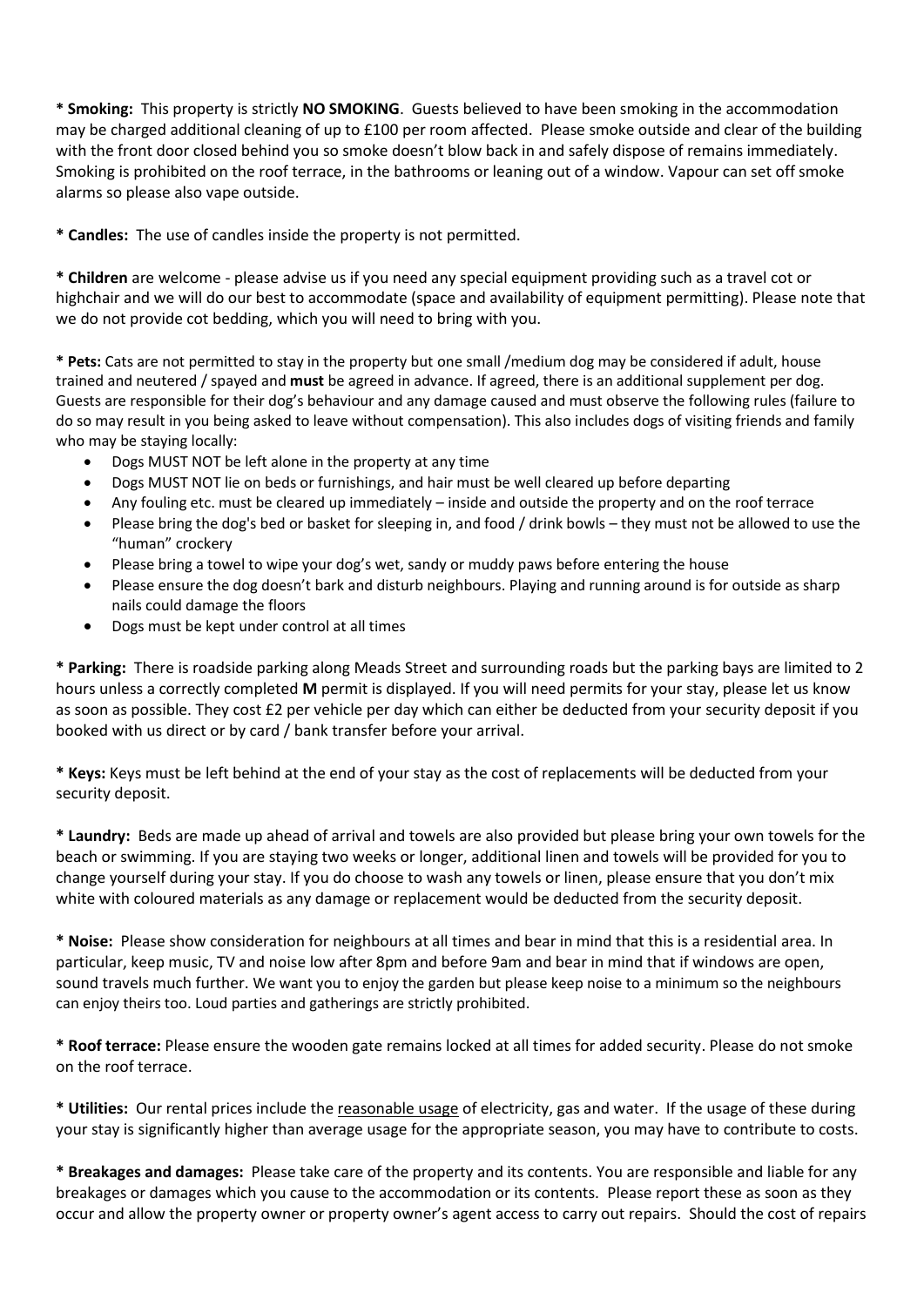* **Smoking:** This property is strictly **NO SMOKING**. Guests believed to have been smoking in the accommodation may be charged additional cleaning of up to £100 per room affected. Please smoke outside and clear of the building with the front door closed behind you so smoke doesn't blow back in and safely dispose of remains immediately. Smoking is prohibited on the roof terrace, in the bathrooms or leaning out of a window. Vapour can set off smoke alarms so please also vape outside.

* **Candles:** The use of candles inside the property is not permitted.

* **Children** are welcome - please advise us if you need any special equipment providing such as a travel cot or highchair and we will do our best to accommodate (space and availability of equipment permitting). Please note that we do not provide cot bedding, which you will need to bring with you.

* **Pets:** Cats are not permitted to stay in the property but one small /medium dog may be considered if adult, house trained and neutered / spayed and **must** be agreed in advance. If agreed, there is an additional supplement per dog. Guests are responsible for their dog's behaviour and any damage caused and must observe the following rules (failure to do so may result in you being asked to leave without compensation). This also includes dogs of visiting friends and family who may be staying locally:

- Dogs MUST NOT be left alone in the property at any time
- Dogs MUST NOT lie on beds or furnishings, and hair must be well cleared up before departing
- Any fouling etc. must be cleared up immediately – inside and outside the property and on the roof terrace
- Please bring the dog's bed or basket for sleeping in, and food / drink bowls – they must not be allowed to use the "human" crockery
- Please bring a towel to wipe your dog's wet, sandy or muddy paws before entering the house
- Please ensure the dog doesn't bark and disturb neighbours. Playing and running around is for outside as sharp nails could damage the floors
- Dogs must be kept under control at all times

* **Parking:** There is roadside parking along Meads Street and surrounding roads but the parking bays are limited to 2 hours unless a correctly completed **M** permit is displayed. If you will need permits for your stay, please let us know as soon as possible. They cost £2 per vehicle per day which can either be deducted from your security deposit if you booked with us direct or by card / bank transfer before your arrival.

* **Keys:** Keys must be left behind at the end of your stay as the cost of replacements will be deducted from your security deposit.

* **Laundry:** Beds are made up ahead of arrival and towels are also provided but please bring your own towels for the beach or swimming. If you are staying two weeks or longer, additional linen and towels will be provided for you to change yourself during your stay. If you do choose to wash any towels or linen, please ensure that you don't mix white with coloured materials as any damage or replacement would be deducted from the security deposit.

* **Noise:** Please show consideration for neighbours at all times and bear in mind that this is a residential area. In particular, keep music, TV and noise low after 8pm and before 9am and bear in mind that if windows are open, sound travels much further. We want you to enjoy the garden but please keep noise to a minimum so the neighbours can enjoy theirs too. Loud parties and gatherings are strictly prohibited.

* **Roof terrace:** Please ensure the wooden gate remains locked at all times for added security. Please do not smoke on the roof terrace.

* **Utilities:** Our rental prices include the reasonable usage of electricity, gas and water. If the usage of these during your stay is significantly higher than average usage for the appropriate season, you may have to contribute to costs.

* **Breakages and damages:** Please take care of the property and its contents. You are responsible and liable for any breakages or damages which you cause to the accommodation or its contents. Please report these as soon as they occur and allow the property owner or property owner's agent access to carry out repairs. Should the cost of repairs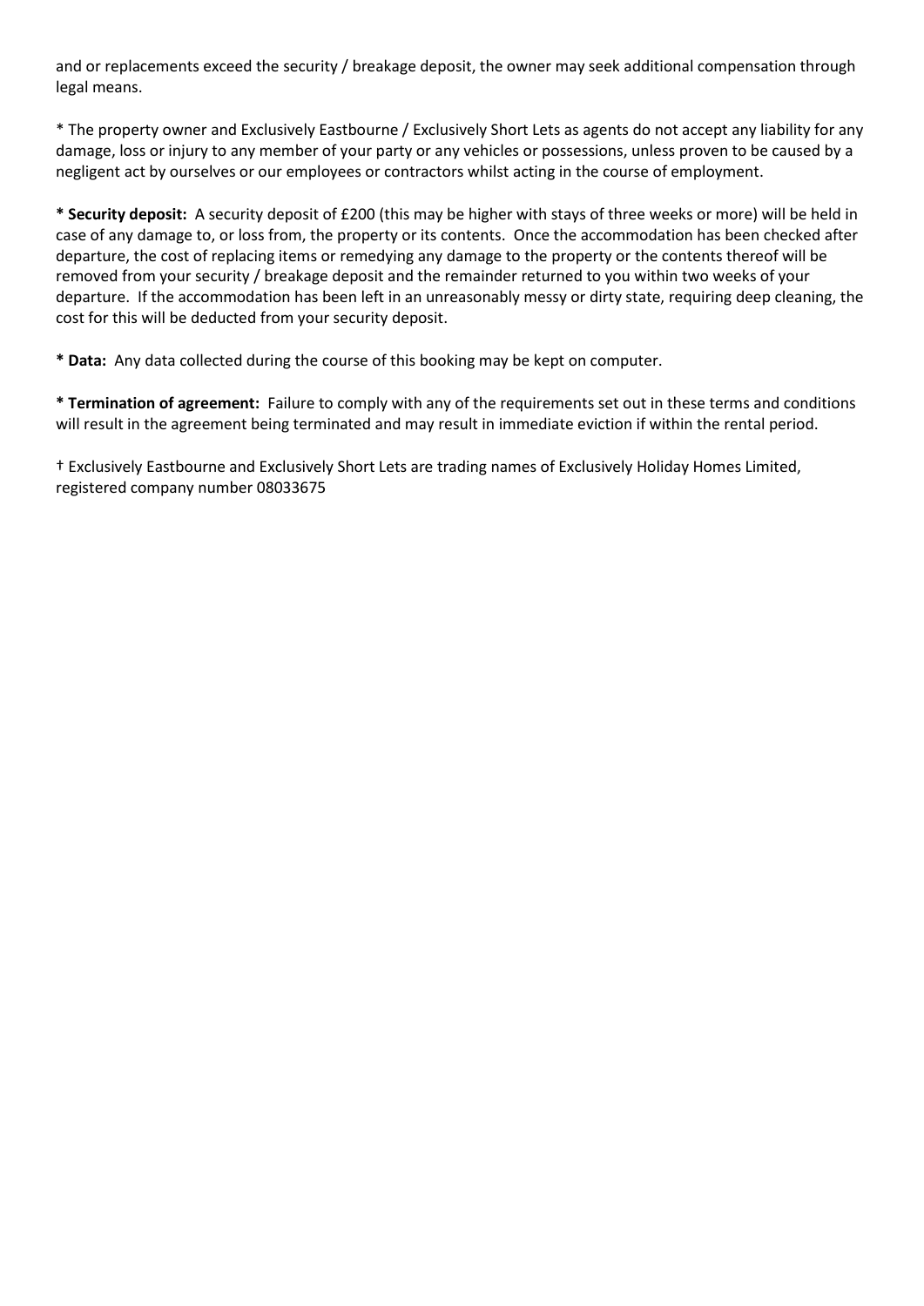and or replacements exceed the security / breakage deposit, the owner may seek additional compensation through legal means.

* The property owner and Exclusively Eastbourne / Exclusively Short Lets as agents do not accept any liability for any damage, loss or injury to any member of your party or any vehicles or possessions, unless proven to be caused by a negligent act by ourselves or our employees or contractors whilst acting in the course of employment.

**\* Security deposit:** A security deposit of £200 (this may be higher with stays of three weeks or more) will be held in case of any damage to, or loss from, the property or its contents. Once the accommodation has been checked after departure, the cost of replacing items or remedying any damage to the property or the contents thereof will be removed from your security / breakage deposit and the remainder returned to you within two weeks of your departure. If the accommodation has been left in an unreasonably messy or dirty state, requiring deep cleaning, the cost for this will be deducted from your security deposit.

**\* Data:** Any data collected during the course of this booking may be kept on computer.

**\* Termination of agreement:** Failure to comply with any of the requirements set out in these terms and conditions will result in the agreement being terminated and may result in immediate eviction if within the rental period.

† Exclusively Eastbourne and Exclusively Short Lets are trading names of Exclusively Holiday Homes Limited, registered company number 08033675